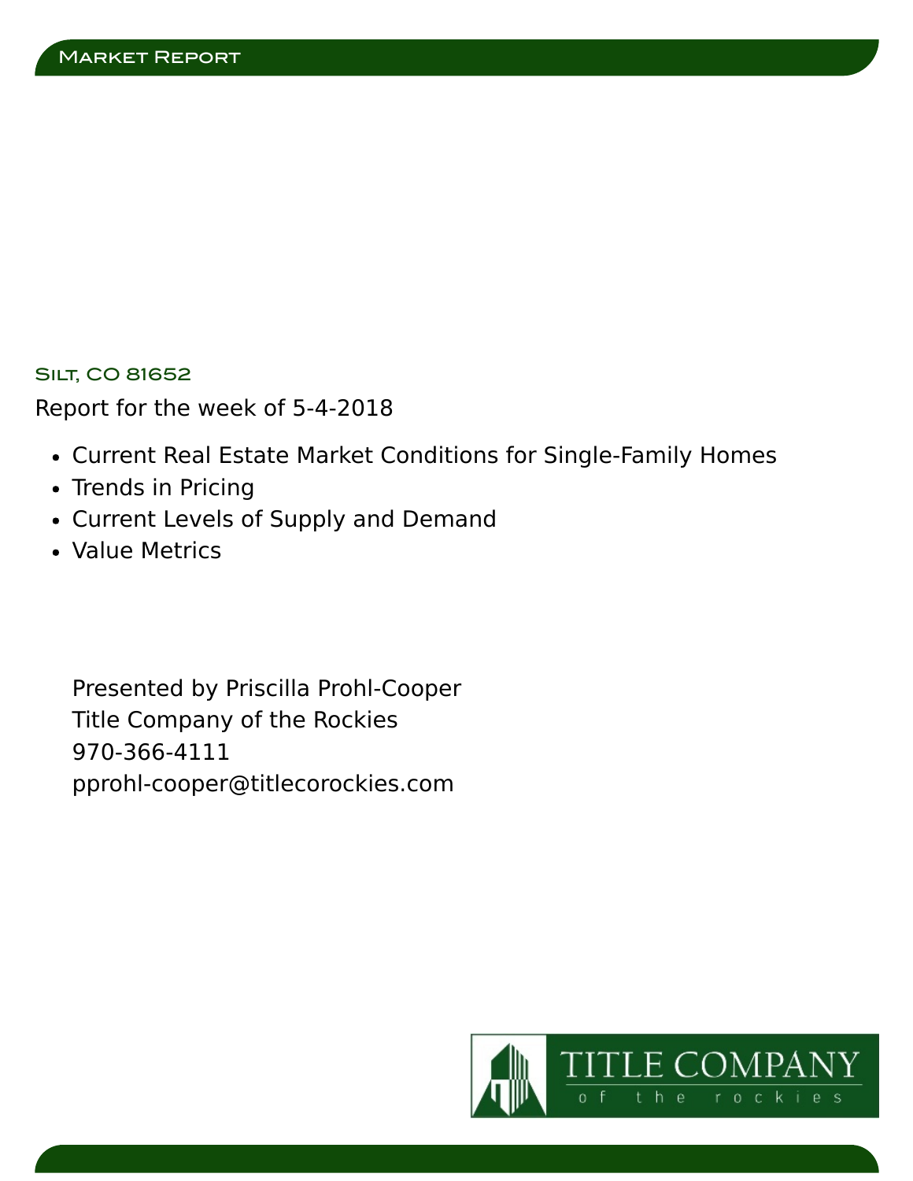# Market Report

## Silt, CO 81652

Report for the week of 5-4-2018

- Current Real Estate Market Conditions for Single-Family Homes
- Trends in Pricing
- Current Levels of Supply and Demand
- Value Metrics

Presented by Priscilla Prohl-Cooper
Title Company of the Rockies
970-366-4111
pprohl-cooper@titlecorockies.com

TITLE COMPANY of the rockies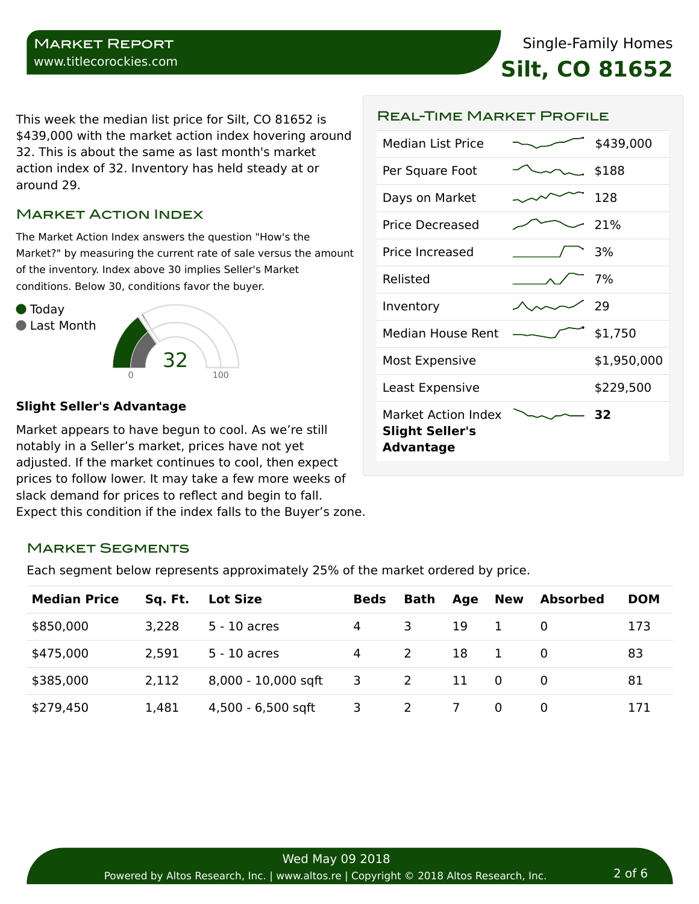# Market Report

www.titlecorockies.com

Single-Family Homes

## Silt, CO 81652

This week the median list price for Silt, CO 81652 is $439,000 with the market action index hovering around 32. This is about the same as last month's market action index of 32. Inventory has held steady at or around 29.

### Market Action Index

The Market Action Index answers the question "How's the Market?" by measuring the current rate of sale versus the amount of the inventory. Index above 30 implies Seller's Market conditions. Below 30, conditions favor the buyer.

- Today
- Last Month

32

0 100

**Slight Seller's Advantage**

Market appears to have begun to cool. As we're still notably in a Seller's market, prices have not yet adjusted. If the market continues to cool, then expect prices to follow lower. It may take a few more weeks of slack demand for prices to reflect and begin to fall. Expect this condition if the index falls to the Buyer's zone.

### Real-Time Market Profile

| | |
|---|---|
| Median List Price | $439,000 |
| Per Square Foot | $188 |
| Days on Market | 128 |
| Price Decreased | 21% |
| Price Increased | 3% |
| Relisted | 7% |
| Inventory | 29 |
| Median House Rent | $1,750 |
| Most Expensive | $1,950,000 |
| Least Expensive | $229,500 |
| Market Action Index **Slight Seller's Advantage** | **32** |

### Market Segments

Each segment below represents approximately 25% of the market ordered by price.

| Median Price | Sq. Ft. | Lot Size | Beds | Bath | Age | New | Absorbed | DOM |
|---|---|---|---|---|---|---|---|---|
| $850,000 | 3,228 | 5 - 10 acres | 4 | 3 | 19 | 1 | 0 | 173 |
| $475,000 | 2,591 | 5 - 10 acres | 4 | 2 | 18 | 1 | 0 | 83 |
| $385,000 | 2,112 | 8,000 - 10,000 sqft | 3 | 2 | 11 | 0 | 0 | 81 |
| $279,450 | 1,481 | 4,500 - 6,500 sqft | 3 | 2 | 7 | 0 | 0 | 171 |

Wed May 09 2018

Powered by Altos Research, Inc. | www.altos.re | Copyright © 2018 Altos Research, Inc.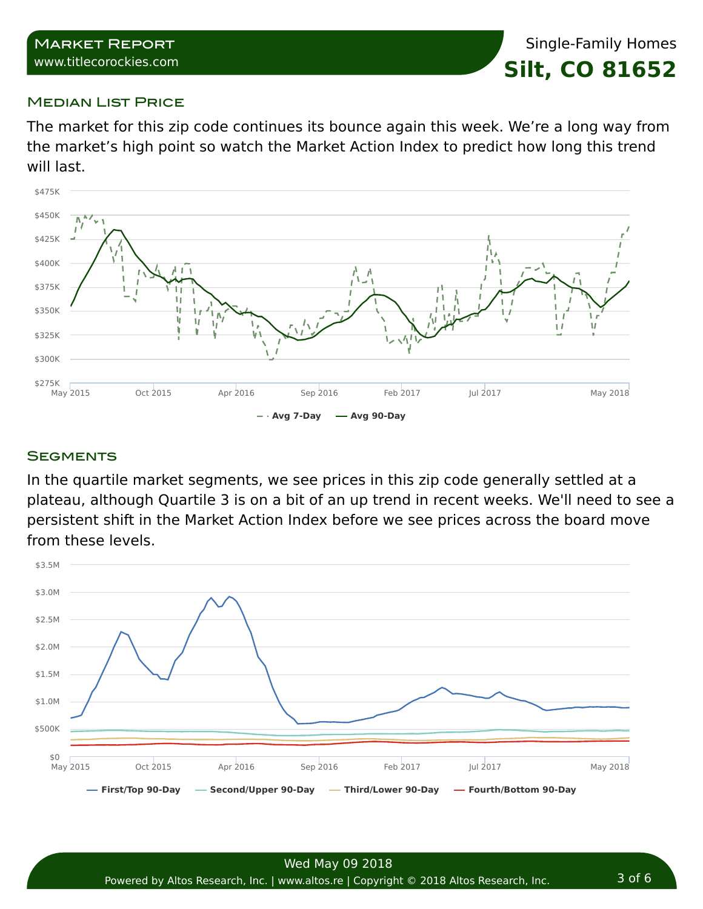# Market Report

www.titlecorockies.com

Single-Family Homes

**Silt, CO 81652**

## Median List Price

The market for this zip code continues its bounce again this week. We're a long way from the market's high point so watch the Market Action Index to predict how long this trend will last.

## Segments

In the quartile market segments, we see prices in this zip code generally settled at a plateau, although Quartile 3 is on a bit of an up trend in recent weeks. We'll need to see a persistent shift in the Market Action Index before we see prices across the board move from these levels.

Wed May 09 2018

Powered by Altos Research, Inc. | www.altos.re | Copyright © 2018 Altos Research, Inc.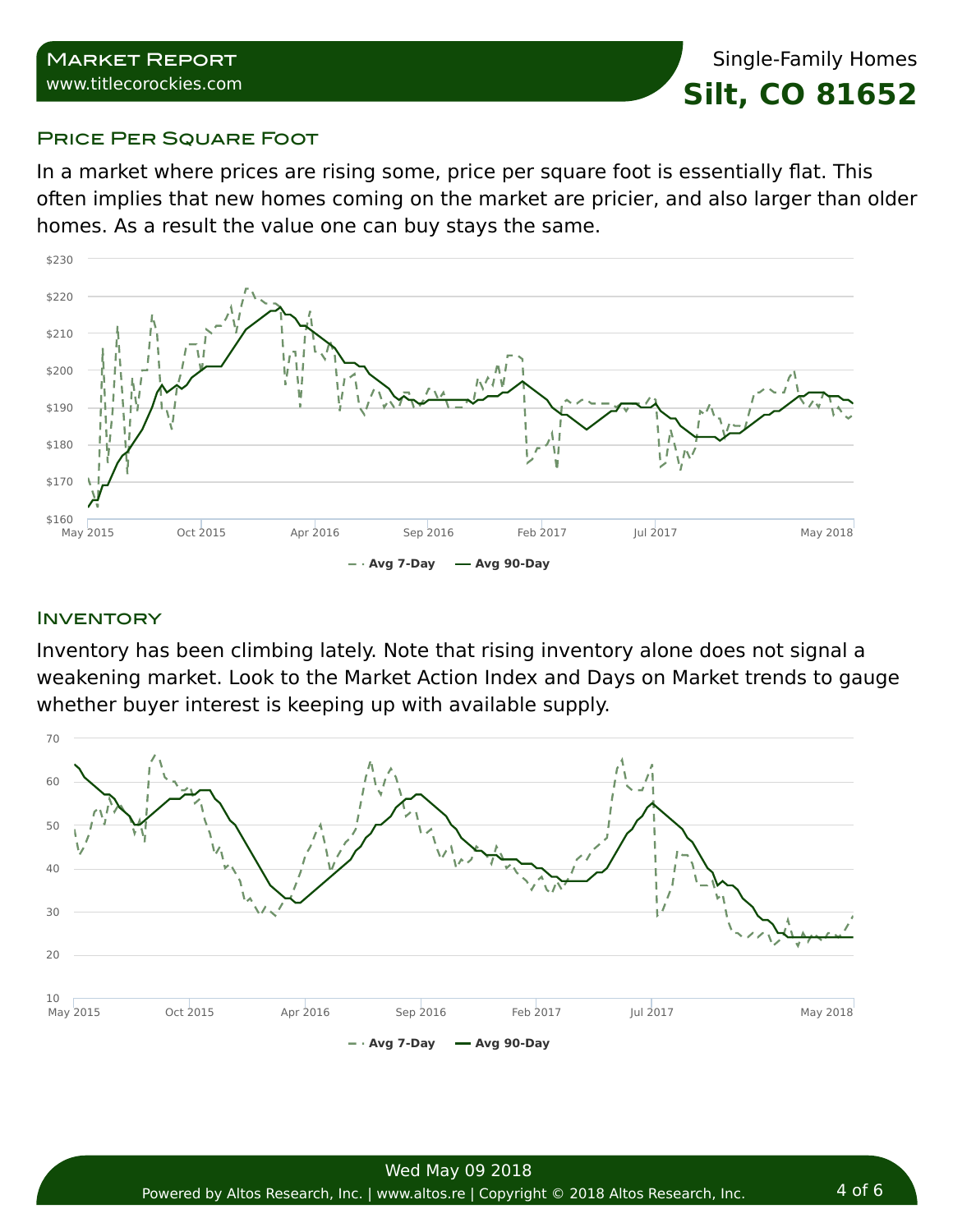# Silt, CO 81652

Single-Family Homes

## Price Per Square Foot

In a market where prices are rising some, price per square foot is essentially flat. This often implies that new homes coming on the market are pricier, and also larger than older homes. As a result the value one can buy stays the same.

## Inventory

Inventory has been climbing lately. Note that rising inventory alone does not signal a weakening market. Look to the Market Action Index and Days on Market trends to gauge whether buyer interest is keeping up with available supply.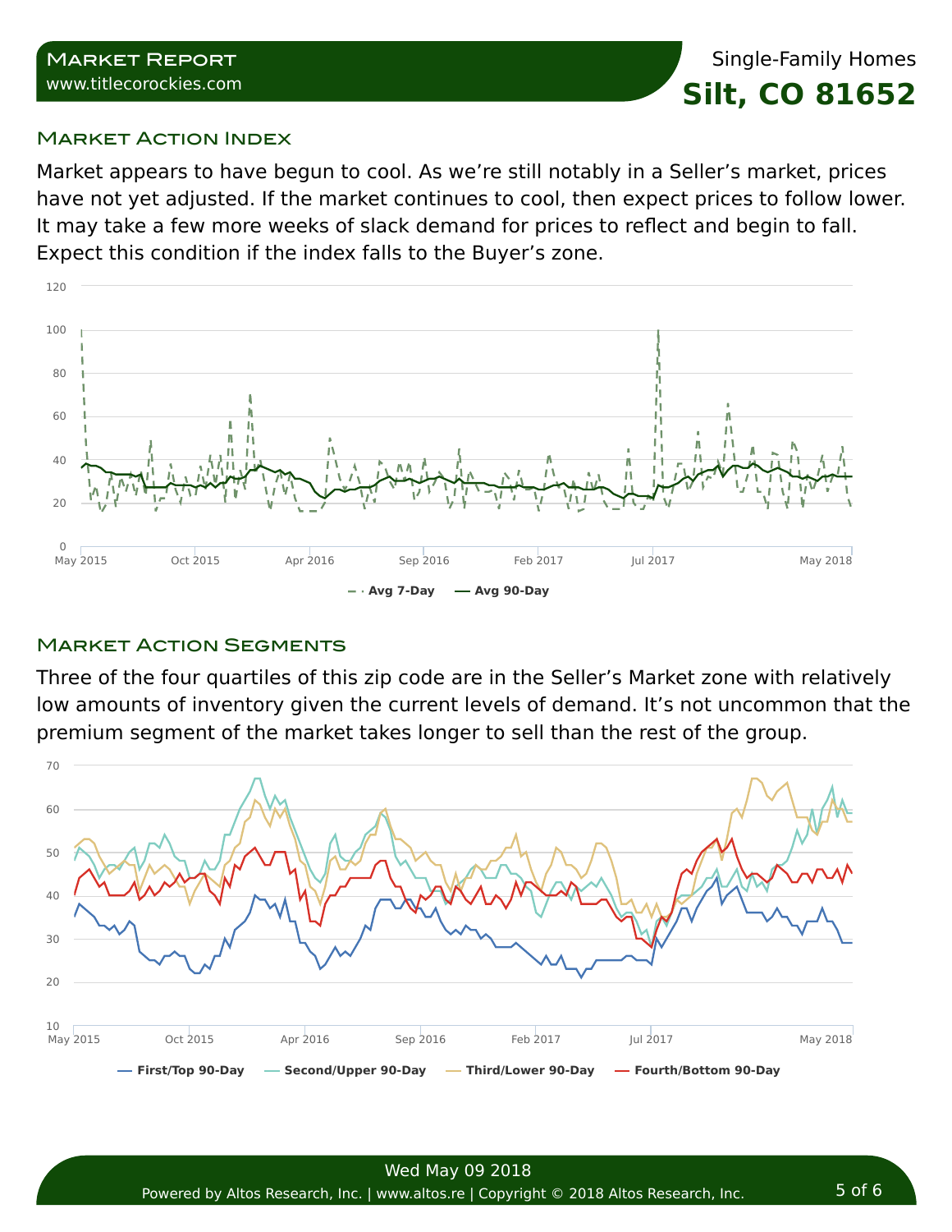Market Report
www.titlecorockies.com

Single-Family Homes
**Silt, CO 81652**

## Market Action Index

Market appears to have begun to cool. As we're still notably in a Seller's market, prices have not yet adjusted. If the market continues to cool, then expect prices to follow lower. It may take a few more weeks of slack demand for prices to reflect and begin to fall. Expect this condition if the index falls to the Buyer's zone.

## Market Action Segments

Three of the four quartiles of this zip code are in the Seller's Market zone with relatively low amounts of inventory given the current levels of demand. It's not uncommon that the premium segment of the market takes longer to sell than the rest of the group.

Wed May 09 2018
Powered by Altos Research, Inc. | www.altos.re | Copyright © 2018 Altos Research, Inc.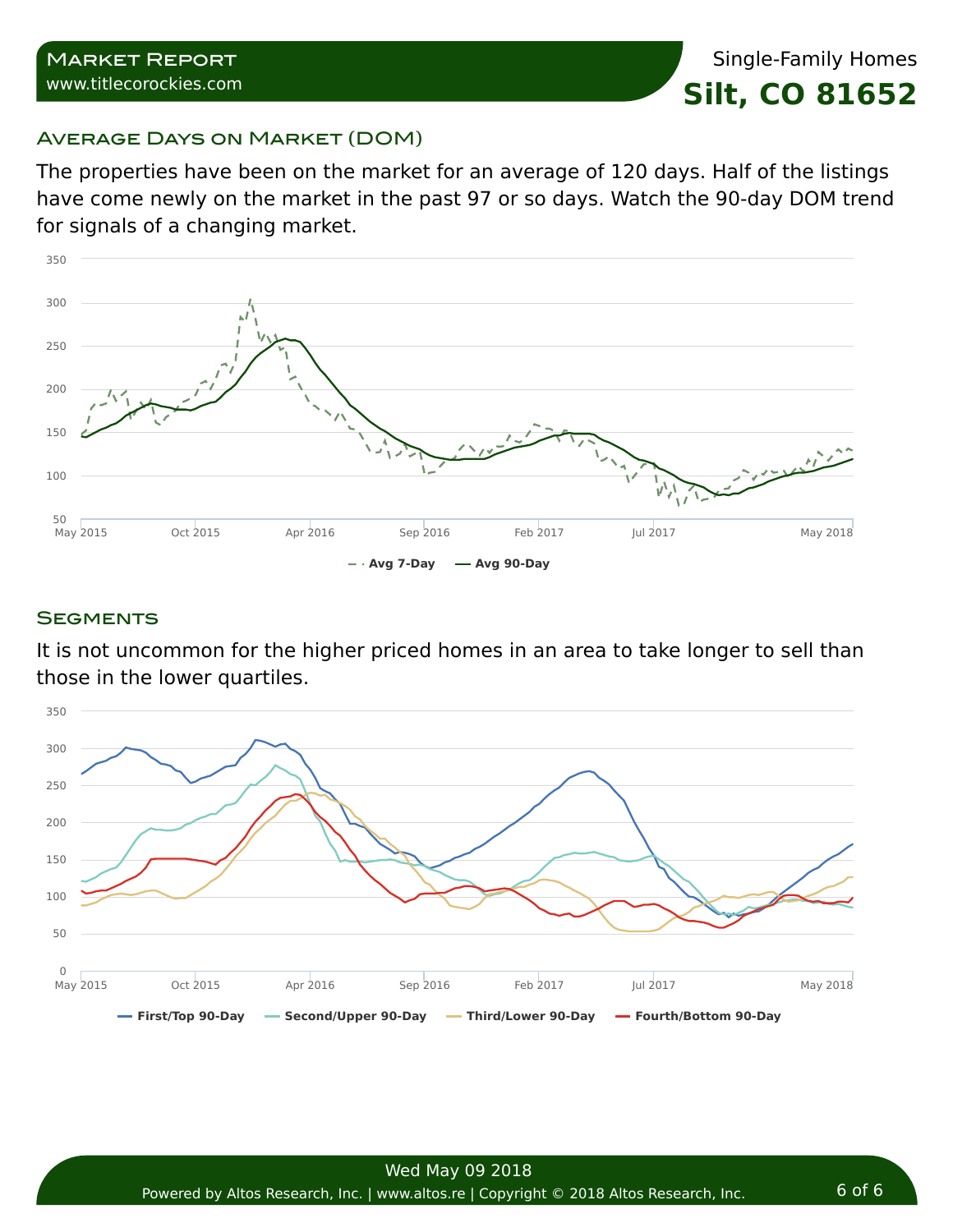# Market Report
www.titlecorockies.com

Single-Family Homes
**Silt, CO 81652**

## Average Days on Market (DOM)

The properties have been on the market for an average of 120 days. Half of the listings have come newly on the market in the past 97 or so days. Watch the 90-day DOM trend for signals of a changing market.

350
300
250
200
150
100
50
May 2015 Oct 2015 Apr 2016 Sep 2016 Feb 2017 Jul 2017 May 2018

Avg 7-Day — Avg 90-Day

## Segments

It is not uncommon for the higher priced homes in an area to take longer to sell than those in the lower quartiles.

350
300
250
200
150
100
50
0
May 2015 Oct 2015 Apr 2016 Sep 2016 Feb 2017 Jul 2017 May 2018

First/Top 90-Day — Second/Upper 90-Day — Third/Lower 90-Day — Fourth/Bottom 90-Day

Wed May 09 2018
Powered by Altos Research, Inc. | www.altos.re | Copyright © 2018 Altos Research, Inc.